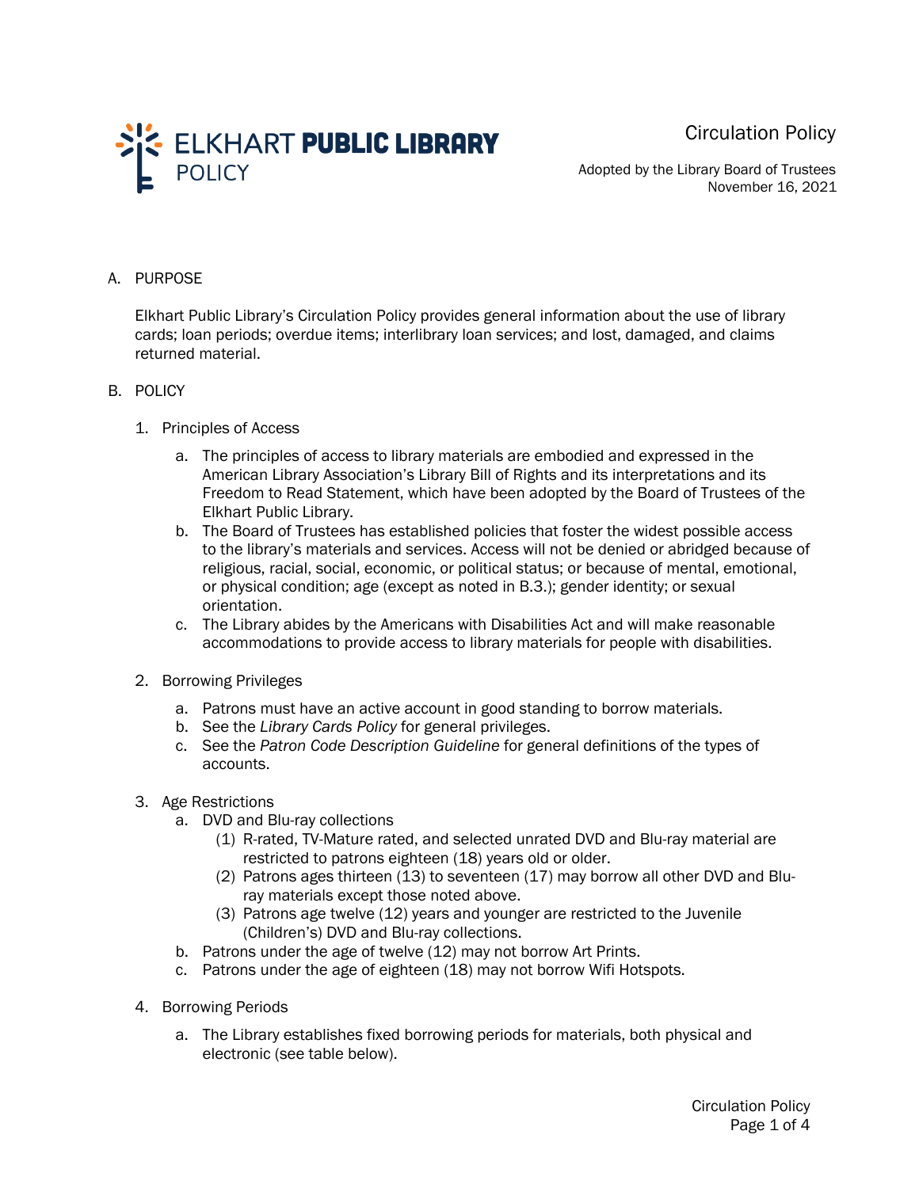# ELKHART PUBLIC LIBRARY POLICY

## Circulation Policy

Adopted by the Library Board of Trustees
November 16, 2021

A. PURPOSE

Elkhart Public Library's Circulation Policy provides general information about the use of library cards; loan periods; overdue items; interlibrary loan services; and lost, damaged, and claims returned material.

B. POLICY

1. Principles of Access

   a. The principles of access to library materials are embodied and expressed in the American Library Association's Library Bill of Rights and its interpretations and its Freedom to Read Statement, which have been adopted by the Board of Trustees of the Elkhart Public Library.
   
   b. The Board of Trustees has established policies that foster the widest possible access to the library's materials and services. Access will not be denied or abridged because of religious, racial, social, economic, or political status; or because of mental, emotional, or physical condition; age (except as noted in B.3.); gender identity; or sexual orientation.
   
   c. The Library abides by the Americans with Disabilities Act and will make reasonable accommodations to provide access to library materials for people with disabilities.

2. Borrowing Privileges

   a. Patrons must have an active account in good standing to borrow materials.
   
   b. See the *Library Cards Policy* for general privileges.
   
   c. See the *Patron Code Description Guideline* for general definitions of the types of accounts.

3. Age Restrictions

   a. DVD and Blu-ray collections
   
      (1) R-rated, TV-Mature rated, and selected unrated DVD and Blu-ray material are restricted to patrons eighteen (18) years old or older.
      
      (2) Patrons ages thirteen (13) to seventeen (17) may borrow all other DVD and Blu-ray materials except those noted above.
      
      (3) Patrons age twelve (12) years and younger are restricted to the Juvenile (Children's) DVD and Blu-ray collections.
   
   b. Patrons under the age of twelve (12) may not borrow Art Prints.
   
   c. Patrons under the age of eighteen (18) may not borrow Wifi Hotspots.

4. Borrowing Periods

   a. The Library establishes fixed borrowing periods for materials, both physical and electronic (see table below).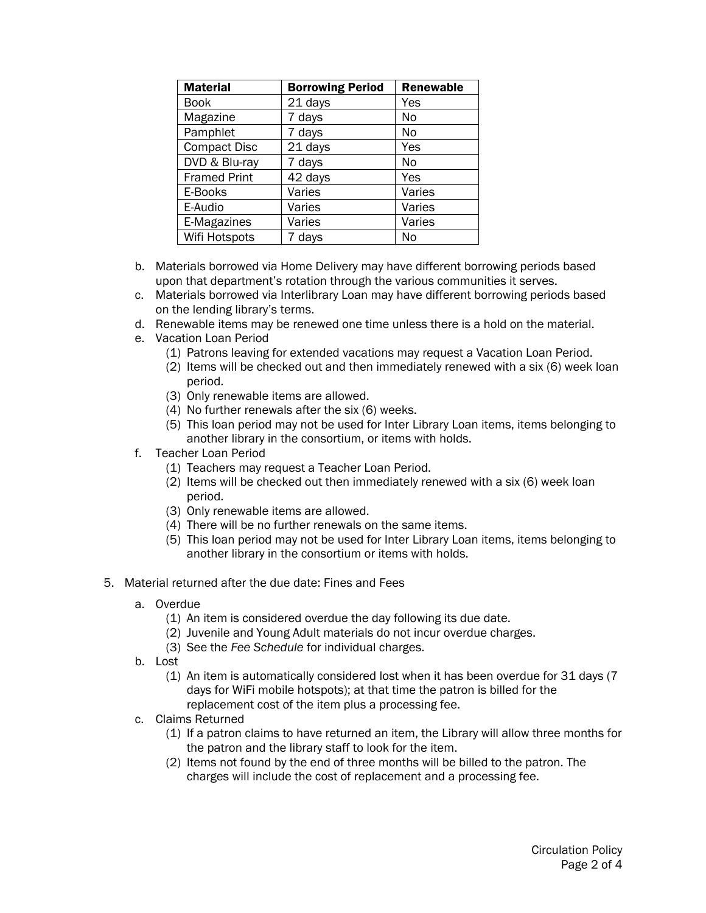| Material | Borrowing Period | Renewable |
| --- | --- | --- |
| Book | 21 days | Yes |
| Magazine | 7 days | No |
| Pamphlet | 7 days | No |
| Compact Disc | 21 days | Yes |
| DVD & Blu-ray | 7 days | No |
| Framed Print | 42 days | Yes |
| E-Books | Varies | Varies |
| E-Audio | Varies | Varies |
| E-Magazines | Varies | Varies |
| Wifi Hotspots | 7 days | No |

b. Materials borrowed via Home Delivery may have different borrowing periods based upon that department's rotation through the various communities it serves.

c. Materials borrowed via Interlibrary Loan may have different borrowing periods based on the lending library's terms.

d. Renewable items may be renewed one time unless there is a hold on the material.

e. Vacation Loan Period
   - (1) Patrons leaving for extended vacations may request a Vacation Loan Period.
   - (2) Items will be checked out and then immediately renewed with a six (6) week loan period.
   - (3) Only renewable items are allowed.
   - (4) No further renewals after the six (6) weeks.
   - (5) This loan period may not be used for Inter Library Loan items, items belonging to another library in the consortium, or items with holds.

f. Teacher Loan Period
   - (1) Teachers may request a Teacher Loan Period.
   - (2) Items will be checked out then immediately renewed with a six (6) week loan period.
   - (3) Only renewable items are allowed.
   - (4) There will be no further renewals on the same items.
   - (5) This loan period may not be used for Inter Library Loan items, items belonging to another library in the consortium or items with holds.

5. Material returned after the due date: Fines and Fees

   a. Overdue
      - (1) An item is considered overdue the day following its due date.
      - (2) Juvenile and Young Adult materials do not incur overdue charges.
      - (3) See the *Fee Schedule* for individual charges.

   b. Lost
      - (1) An item is automatically considered lost when it has been overdue for 31 days (7 days for WiFi mobile hotspots); at that time the patron is billed for the replacement cost of the item plus a processing fee.

   c. Claims Returned
      - (1) If a patron claims to have returned an item, the Library will allow three months for the patron and the library staff to look for the item.
      - (2) Items not found by the end of three months will be billed to the patron. The charges will include the cost of replacement and a processing fee.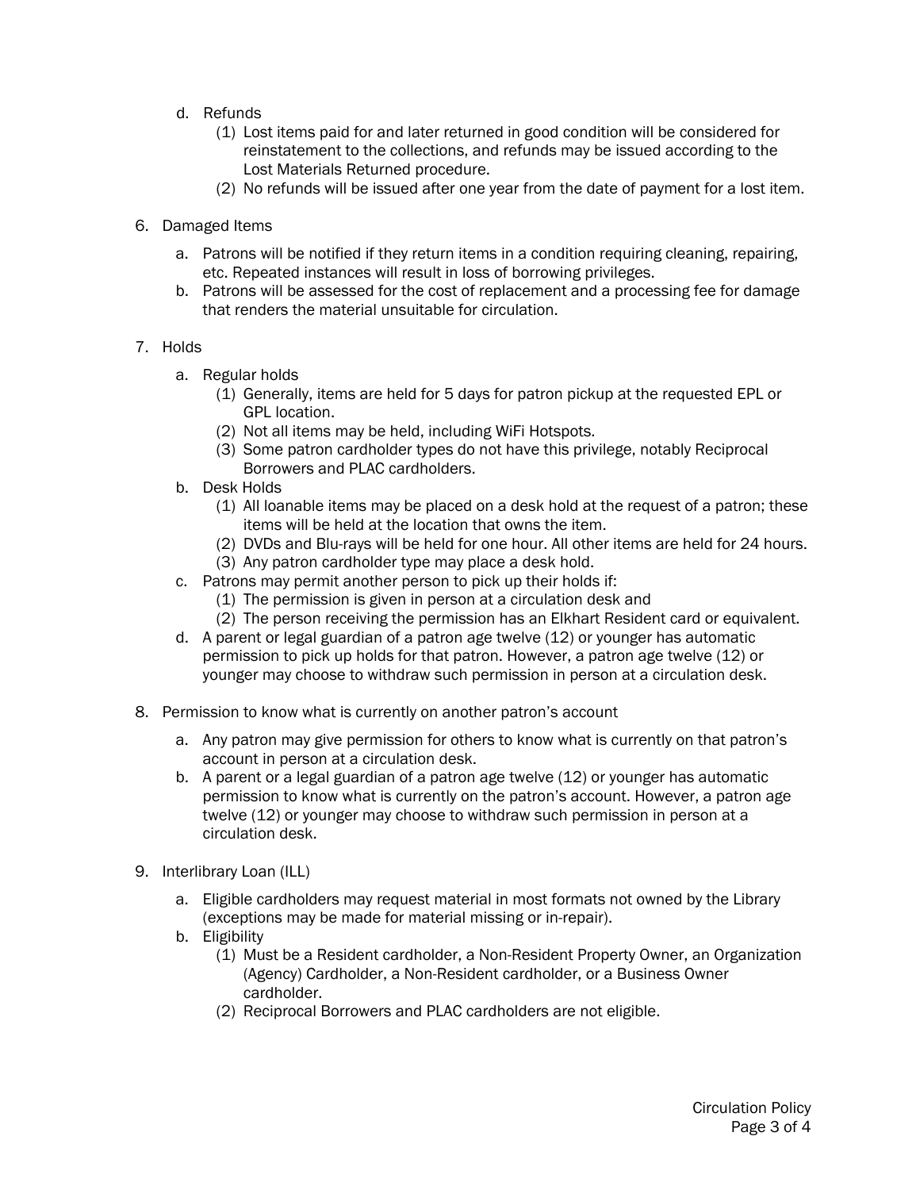d. Refunds
   (1) Lost items paid for and later returned in good condition will be considered for reinstatement to the collections, and refunds may be issued according to the Lost Materials Returned procedure.
   (2) No refunds will be issued after one year from the date of payment for a lost item.

6. Damaged Items

   a. Patrons will be notified if they return items in a condition requiring cleaning, repairing, etc. Repeated instances will result in loss of borrowing privileges.
   b. Patrons will be assessed for the cost of replacement and a processing fee for damage that renders the material unsuitable for circulation.

7. Holds

   a. Regular holds
      (1) Generally, items are held for 5 days for patron pickup at the requested EPL or GPL location.
      (2) Not all items may be held, including WiFi Hotspots.
      (3) Some patron cardholder types do not have this privilege, notably Reciprocal Borrowers and PLAC cardholders.
   b. Desk Holds
      (1) All loanable items may be placed on a desk hold at the request of a patron; these items will be held at the location that owns the item.
      (2) DVDs and Blu-rays will be held for one hour. All other items are held for 24 hours.
      (3) Any patron cardholder type may place a desk hold.
   c. Patrons may permit another person to pick up their holds if:
      (1) The permission is given in person at a circulation desk and
      (2) The person receiving the permission has an Elkhart Resident card or equivalent.
   d. A parent or legal guardian of a patron age twelve (12) or younger has automatic permission to pick up holds for that patron. However, a patron age twelve (12) or younger may choose to withdraw such permission in person at a circulation desk.

8. Permission to know what is currently on another patron's account

   a. Any patron may give permission for others to know what is currently on that patron's account in person at a circulation desk.
   b. A parent or a legal guardian of a patron age twelve (12) or younger has automatic permission to know what is currently on the patron's account. However, a patron age twelve (12) or younger may choose to withdraw such permission in person at a circulation desk.

9. Interlibrary Loan (ILL)

   a. Eligible cardholders may request material in most formats not owned by the Library (exceptions may be made for material missing or in-repair).
   b. Eligibility
      (1) Must be a Resident cardholder, a Non-Resident Property Owner, an Organization (Agency) Cardholder, a Non-Resident cardholder, or a Business Owner cardholder.
      (2) Reciprocal Borrowers and PLAC cardholders are not eligible.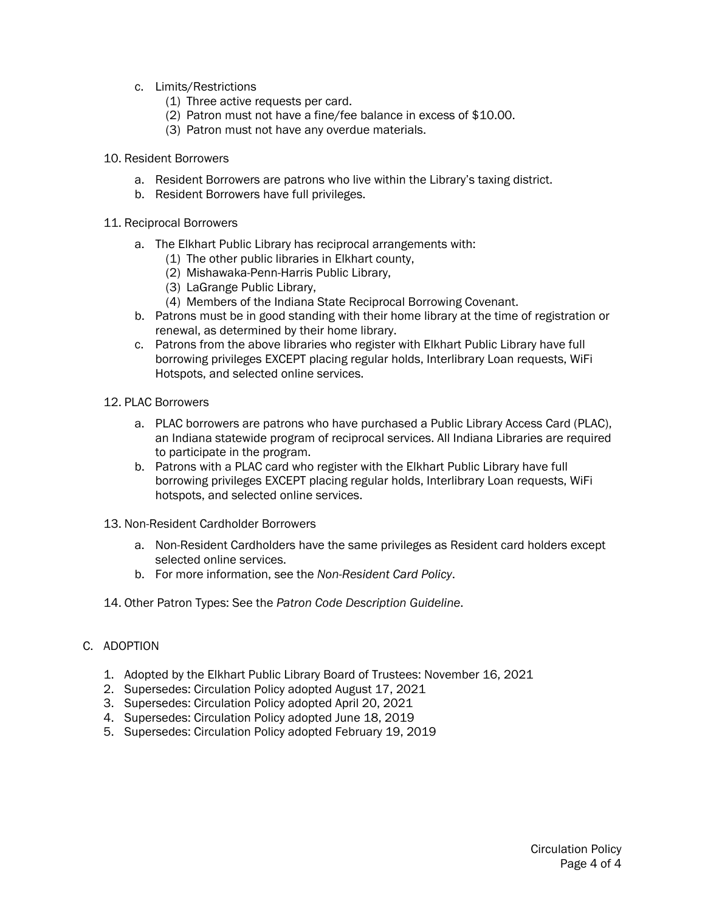c. Limits/Restrictions
   (1) Three active requests per card.
   (2) Patron must not have a fine/fee balance in excess of $10.00.
   (3) Patron must not have any overdue materials.

10. Resident Borrowers

    a. Resident Borrowers are patrons who live within the Library's taxing district.
    b. Resident Borrowers have full privileges.

11. Reciprocal Borrowers

    a. The Elkhart Public Library has reciprocal arrangements with:
       (1) The other public libraries in Elkhart county,
       (2) Mishawaka-Penn-Harris Public Library,
       (3) LaGrange Public Library,
       (4) Members of the Indiana State Reciprocal Borrowing Covenant.
    b. Patrons must be in good standing with their home library at the time of registration or renewal, as determined by their home library.
    c. Patrons from the above libraries who register with Elkhart Public Library have full borrowing privileges EXCEPT placing regular holds, Interlibrary Loan requests, WiFi Hotspots, and selected online services.

12. PLAC Borrowers

    a. PLAC borrowers are patrons who have purchased a Public Library Access Card (PLAC), an Indiana statewide program of reciprocal services. All Indiana Libraries are required to participate in the program.
    b. Patrons with a PLAC card who register with the Elkhart Public Library have full borrowing privileges EXCEPT placing regular holds, Interlibrary Loan requests, WiFi hotspots, and selected online services.

13. Non-Resident Cardholder Borrowers

    a. Non-Resident Cardholders have the same privileges as Resident card holders except selected online services.
    b. For more information, see the *Non-Resident Card Policy*.

14. Other Patron Types: See the *Patron Code Description Guideline*.

C. ADOPTION

1. Adopted by the Elkhart Public Library Board of Trustees: November 16, 2021
2. Supersedes: Circulation Policy adopted August 17, 2021
3. Supersedes: Circulation Policy adopted April 20, 2021
4. Supersedes: Circulation Policy adopted June 18, 2019
5. Supersedes: Circulation Policy adopted February 19, 2019